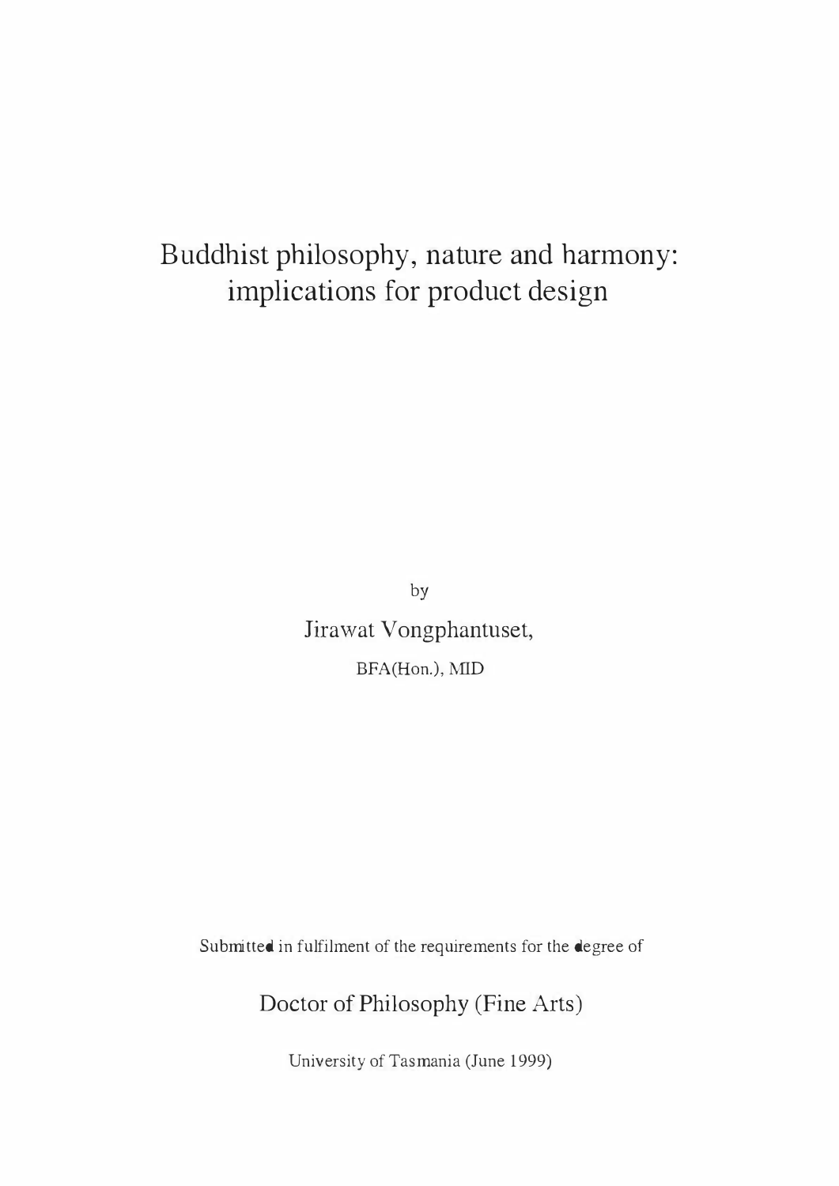# Buddhist philosophy, nature and harmony: implications for product design

by

Jirawat Vongphantuset,

BFA(Hon.), MID

Submitted in fulfilment of the requirements for the degree of

Doctor of Philosophy (Fine Arts)

University of Tasmania (June 1999)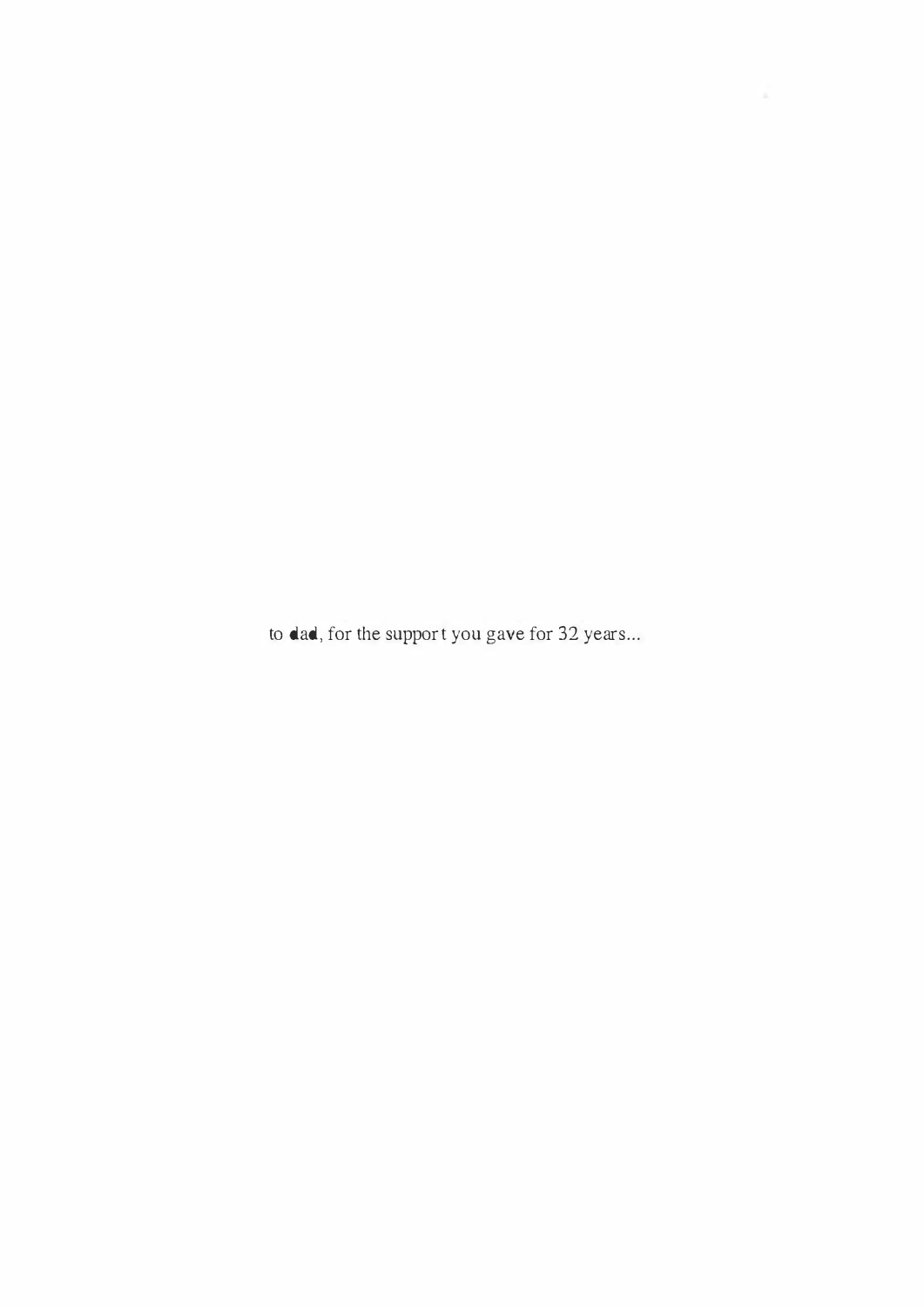to dad, for the support you gave for 32 years...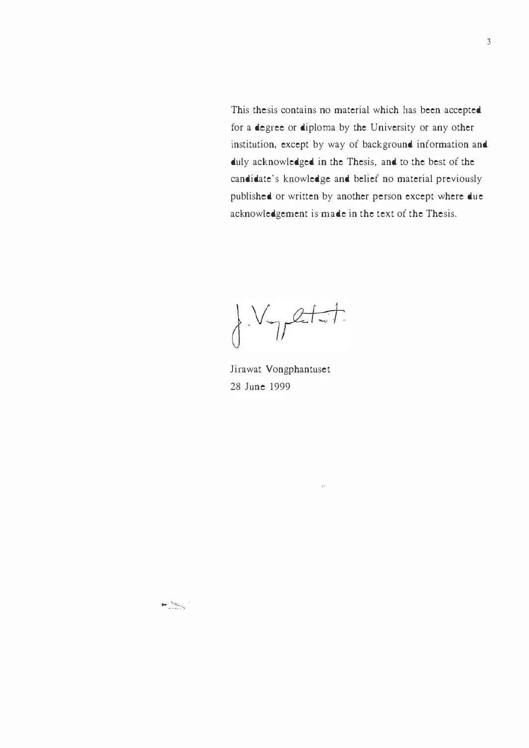This thesis contains no material which has been accepted for a degree or diploma by the University or any other institution, except by way of background information and duly acknowledged in the Thesis, and to the best of the candidate's knowledge and belief no material previously published or written by another person except where due acknowledgement is made in the text of the Thesis.

Jirawat Vongphantuset
28 June 1999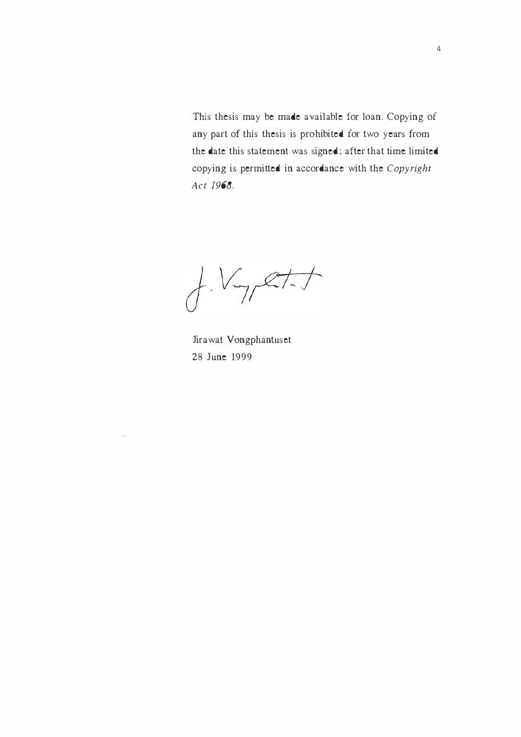This thesis may be made available for loan. Copying of any part of this thesis is prohibited for two years from the date this statement was signed; after that time limited copying is permitted in accordance with the *Copyright Act 1968*.

Jirawat Vongphantuset
28 June 1999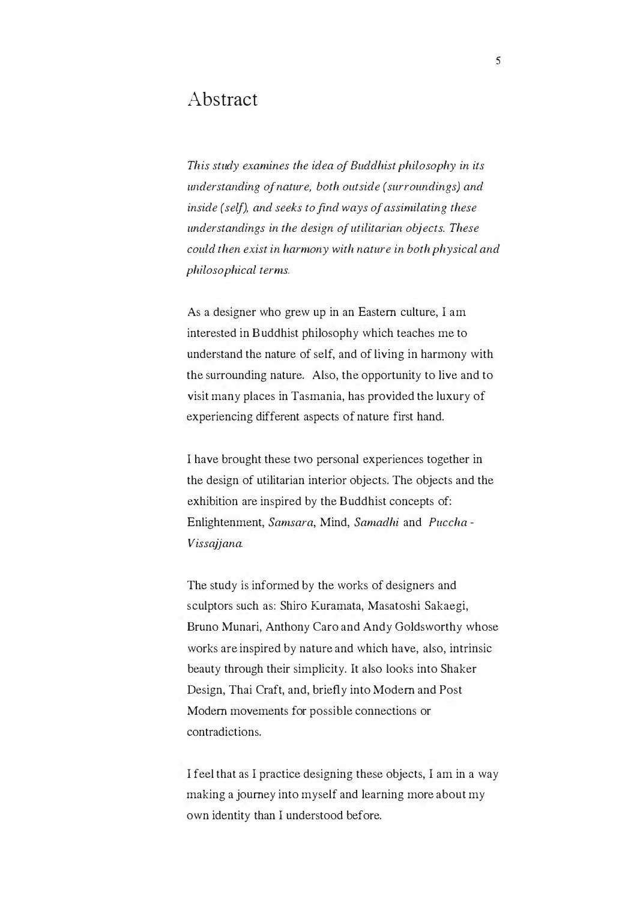# Abstract

*This study examines the idea of Buddhist philosophy in its understanding of nature, both outside (surroundings) and inside (self), and seeks to find ways of assimilating these understandings in the design of utilitarian objects. These could then exist in harmony with nature in both physical and philosophical terms.*

As a designer who grew up in an Eastern culture, I am interested in Buddhist philosophy which teaches me to understand the nature of self, and of living in harmony with the surrounding nature. Also, the opportunity to live and to visit many places in Tasmania, has provided the luxury of experiencing different aspects of nature first hand.

I have brought these two personal experiences together in the design of utilitarian interior objects. The objects and the exhibition are inspired by the Buddhist concepts of: Enlightenment, *Samsara*, Mind, *Samadhi* and *Puccha - Vissajjana*.

The study is informed by the works of designers and sculptors such as: Shiro Kuramata, Masatoshi Sakaegi, Bruno Munari, Anthony Caro and Andy Goldsworthy whose works are inspired by nature and which have, also, intrinsic beauty through their simplicity. It also looks into Shaker Design, Thai Craft, and, briefly into Modern and Post Modern movements for possible connections or contradictions.

I feel that as I practice designing these objects, I am in a way making a journey into myself and learning more about my own identity than I understood before.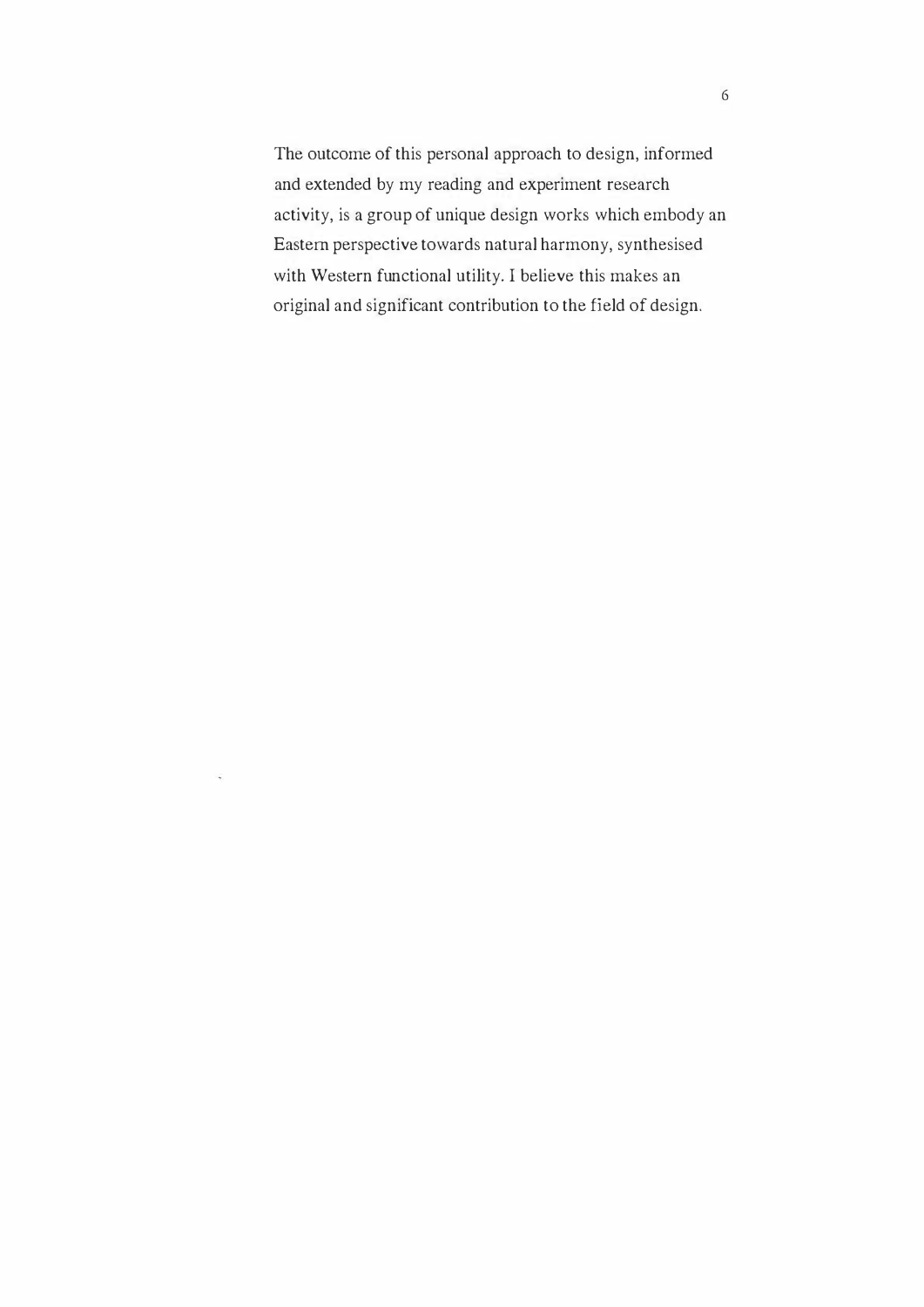The outcome of this personal approach to design, informed and extended by my reading and experiment research activity, is a group of unique design works which embody an Eastern perspective towards natural harmony, synthesised with Western functional utility. I believe this makes an original and significant contribution to the field of design.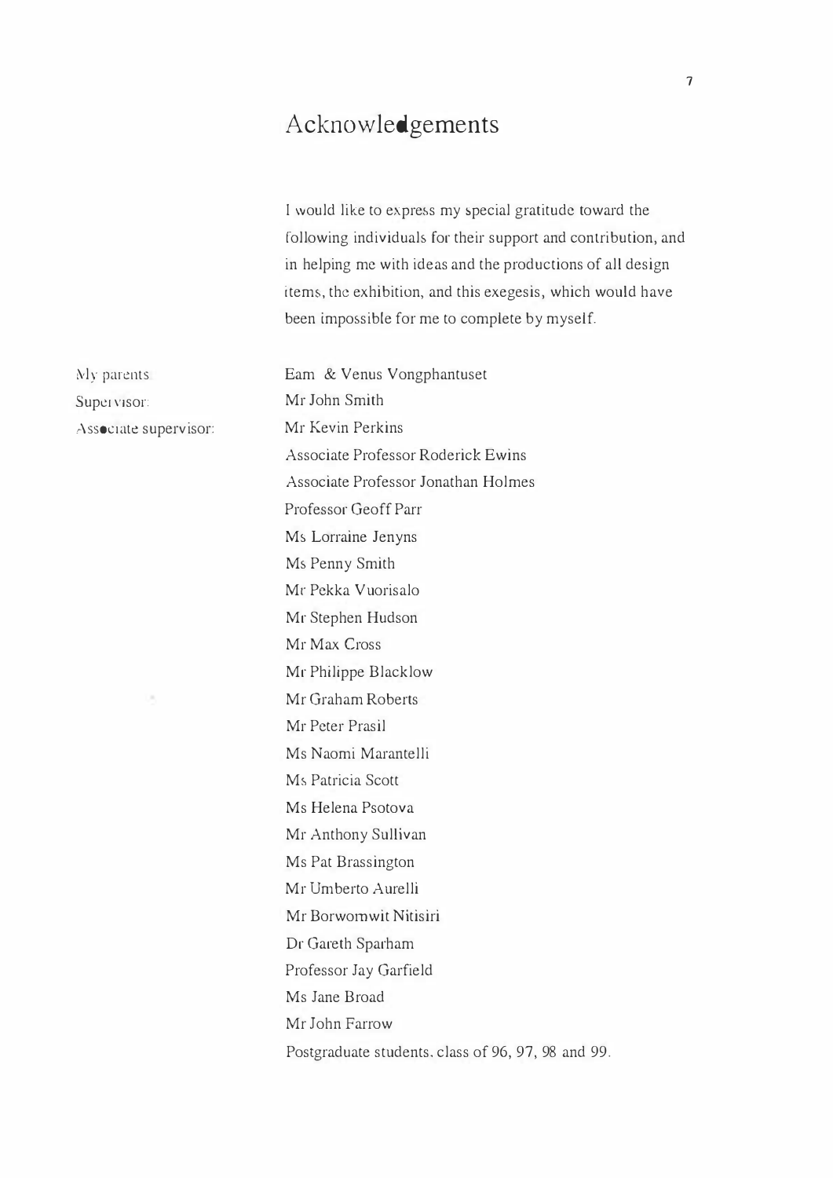# Acknowledgements

I would like to express my special gratitude toward the following individuals for their support and contribution, and in helping me with ideas and the productions of all design items, the exhibition, and this exegesis, which would have been impossible for me to complete by myself.

My parents: Eam & Venus Vongphantuset
Supervisor: Mr John Smith
Associate supervisor: Mr Kevin Perkins

Associate Professor Roderick Ewins
Associate Professor Jonathan Holmes
Professor Geoff Parr
Ms Lorraine Jenyns
Ms Penny Smith
Mr Pekka Vuorisalo
Mr Stephen Hudson
Mr Max Cross
Mr Philippe Blacklow
Mr Graham Roberts
Mr Peter Prasil
Ms Naomi Marantelli
Ms Patricia Scott
Ms Helena Psotova
Mr Anthony Sullivan
Ms Pat Brassington
Mr Umberto Aurelli
Mr Borwornwit Nitisiri
Dr Gareth Sparham
Professor Jay Garfield
Ms Jane Broad
Mr John Farrow
Postgraduate students, class of 96, 97, 98 and 99.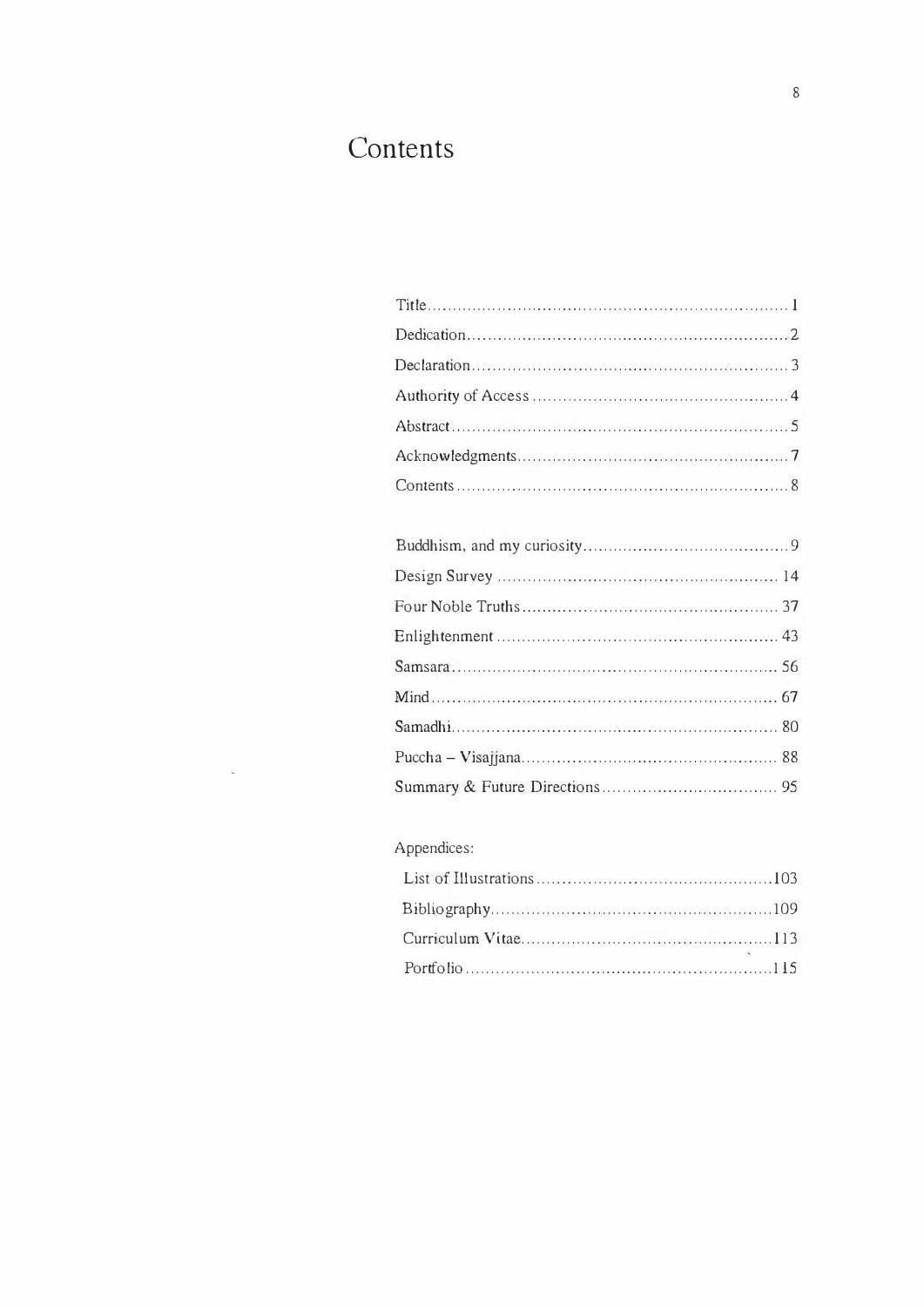# Contents

| | |
|---|---|
| Title | 1 |
| Dedication | 2 |
| Declaration | 3 |
| Authority of Access | 4 |
| Abstract | 5 |
| Acknowledgments | 7 |
| Contents | 8 |

| | |
|---|---|
| Buddhism, and my curiosity | 9 |
| Design Survey | 14 |
| Four Noble Truths | 37 |
| Enlightenment | 43 |
| Samsara | 56 |
| Mind | 67 |
| Samadhi | 80 |
| Puccha – Visajjana | 88 |
| Summary & Future Directions | 95 |

Appendices:

| | |
|---|---|
| List of Illustrations | 103 |
| Bibliography | 109 |
| Curriculum Vitae | 113 |
| Portfolio | 115 |